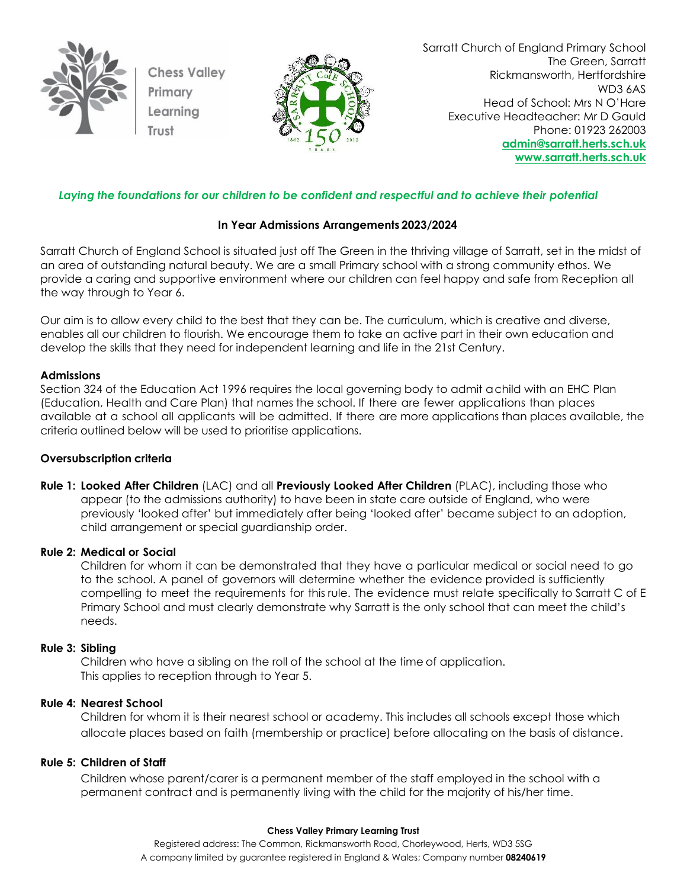Chess Valley Primary Learning Trust

Sarratt Church of England Primary School
The Green, Sarratt
Rickmansworth, Hertfordshire
WD3 6AS
Head of School: Mrs N O'Hare
Executive Headteacher: Mr D Gauld
Phone: 01923 262003
**admin@sarratt.herts.sch.uk**
**www.sarratt.herts.sch.uk**

*Laying the foundations for our children to be confident and respectful and to achieve their potential*

## In Year Admissions Arrangements 2023/2024

Sarratt Church of England School is situated just off The Green in the thriving village of Sarratt, set in the midst of an area of outstanding natural beauty. We are a small Primary school with a strong community ethos. We provide a caring and supportive environment where our children can feel happy and safe from Reception all the way through to Year 6.

Our aim is to allow every child to the best that they can be. The curriculum, which is creative and diverse, enables all our children to flourish. We encourage them to take an active part in their own education and develop the skills that they need for independent learning and life in the 21st Century.

### Admissions

Section 324 of the Education Act 1996 requires the local governing body to admit a child with an EHC Plan (Education, Health and Care Plan) that names the school. If there are fewer applications than places available at a school all applicants will be admitted. If there are more applications than places available, the criteria outlined below will be used to prioritise applications.

### Oversubscription criteria

**Rule 1: Looked After Children** (LAC) and all **Previously Looked After Children** (PLAC), including those who appear (to the admissions authority) to have been in state care outside of England, who were previously 'looked after' but immediately after being 'looked after' became subject to an adoption, child arrangement or special guardianship order.

**Rule 2: Medical or Social**
Children for whom it can be demonstrated that they have a particular medical or social need to go to the school. A panel of governors will determine whether the evidence provided is sufficiently compelling to meet the requirements for this rule. The evidence must relate specifically to Sarratt C of E Primary School and must clearly demonstrate why Sarratt is the only school that can meet the child's needs.

**Rule 3: Sibling**
Children who have a sibling on the roll of the school at the time of application.
This applies to reception through to Year 5.

**Rule 4: Nearest School**
Children for whom it is their nearest school or academy. This includes all schools except those which allocate places based on faith (membership or practice) before allocating on the basis of distance.

**Rule 5: Children of Staff**
Children whose parent/carer is a permanent member of the staff employed in the school with a permanent contract and is permanently living with the child for the majority of his/her time.

**Chess Valley Primary Learning Trust**
Registered address: The Common, Rickmansworth Road, Chorleywood, Herts, WD3 5SG
A company limited by guarantee registered in England & Wales; Company number **08240619**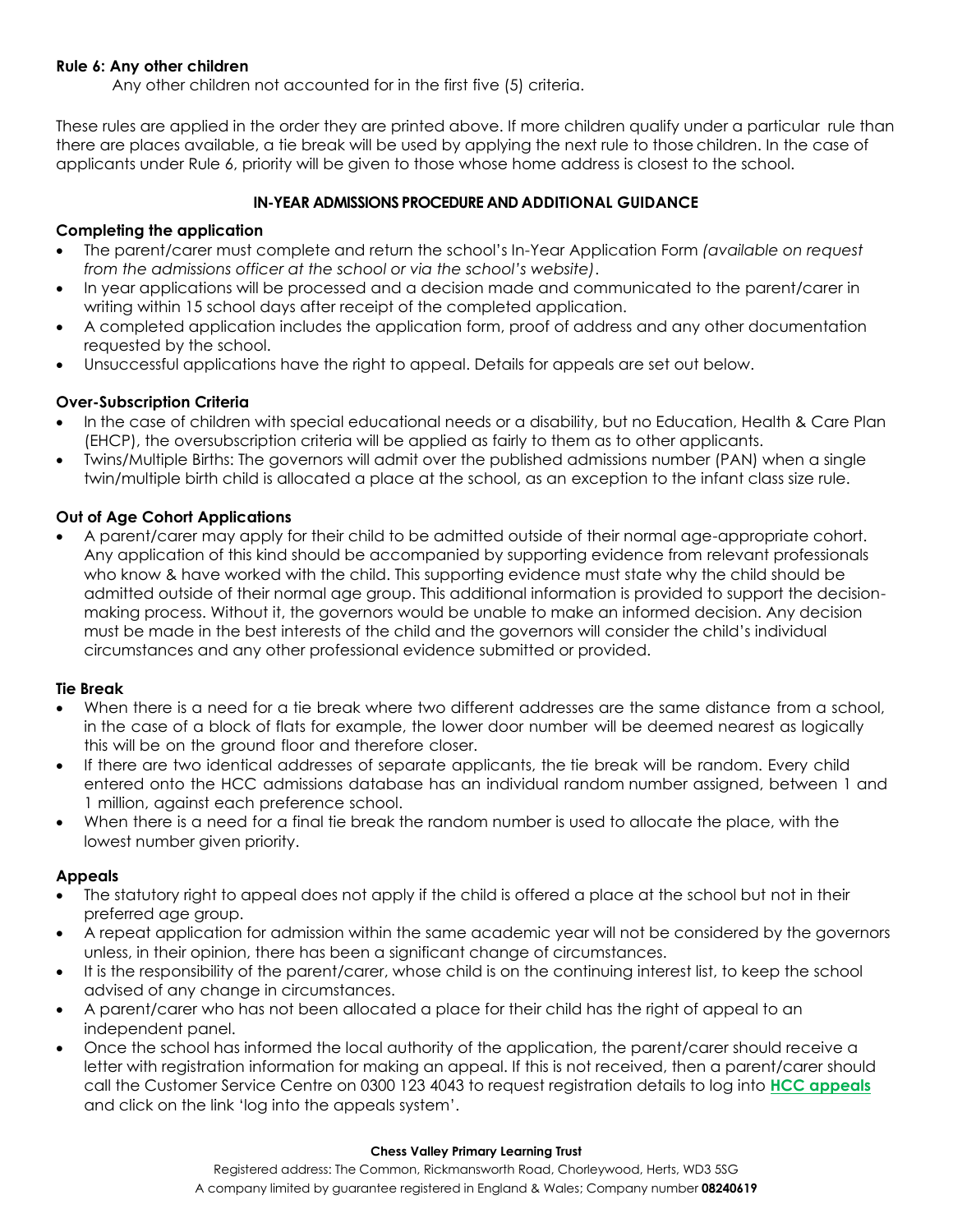**Rule 6: Any other children**

Any other children not accounted for in the first five (5) criteria.

These rules are applied in the order they are printed above. If more children qualify under a particular rule than there are places available, a tie break will be used by applying the next rule to those children. In the case of applicants under Rule 6, priority will be given to those whose home address is closest to the school.

## IN-YEAR ADMISSIONS PROCEDURE AND ADDITIONAL GUIDANCE

### Completing the application

- The parent/carer must complete and return the school's In-Year Application Form *(available on request from the admissions officer at the school or via the school's website)*.
- In year applications will be processed and a decision made and communicated to the parent/carer in writing within 15 school days after receipt of the completed application.
- A completed application includes the application form, proof of address and any other documentation requested by the school.
- Unsuccessful applications have the right to appeal. Details for appeals are set out below.

### Over-Subscription Criteria

- In the case of children with special educational needs or a disability, but no Education, Health & Care Plan (EHCP), the oversubscription criteria will be applied as fairly to them as to other applicants.
- Twins/Multiple Births: The governors will admit over the published admissions number (PAN) when a single twin/multiple birth child is allocated a place at the school, as an exception to the infant class size rule.

### Out of Age Cohort Applications

- A parent/carer may apply for their child to be admitted outside of their normal age-appropriate cohort. Any application of this kind should be accompanied by supporting evidence from relevant professionals who know & have worked with the child. This supporting evidence must state why the child should be admitted outside of their normal age group. This additional information is provided to support the decision-making process. Without it, the governors would be unable to make an informed decision. Any decision must be made in the best interests of the child and the governors will consider the child's individual circumstances and any other professional evidence submitted or provided.

### Tie Break

- When there is a need for a tie break where two different addresses are the same distance from a school, in the case of a block of flats for example, the lower door number will be deemed nearest as logically this will be on the ground floor and therefore closer.
- If there are two identical addresses of separate applicants, the tie break will be random. Every child entered onto the HCC admissions database has an individual random number assigned, between 1 and 1 million, against each preference school.
- When there is a need for a final tie break the random number is used to allocate the place, with the lowest number given priority.

### Appeals

- The statutory right to appeal does not apply if the child is offered a place at the school but not in their preferred age group.
- A repeat application for admission within the same academic year will not be considered by the governors unless, in their opinion, there has been a significant change of circumstances.
- It is the responsibility of the parent/carer, whose child is on the continuing interest list, to keep the school advised of any change in circumstances.
- A parent/carer who has not been allocated a place for their child has the right of appeal to an independent panel.
- Once the school has informed the local authority of the application, the parent/carer should receive a letter with registration information for making an appeal. If this is not received, then a parent/carer should call the Customer Service Centre on 0300 123 4043 to request registration details to log into **HCC appeals** and click on the link 'log into the appeals system'.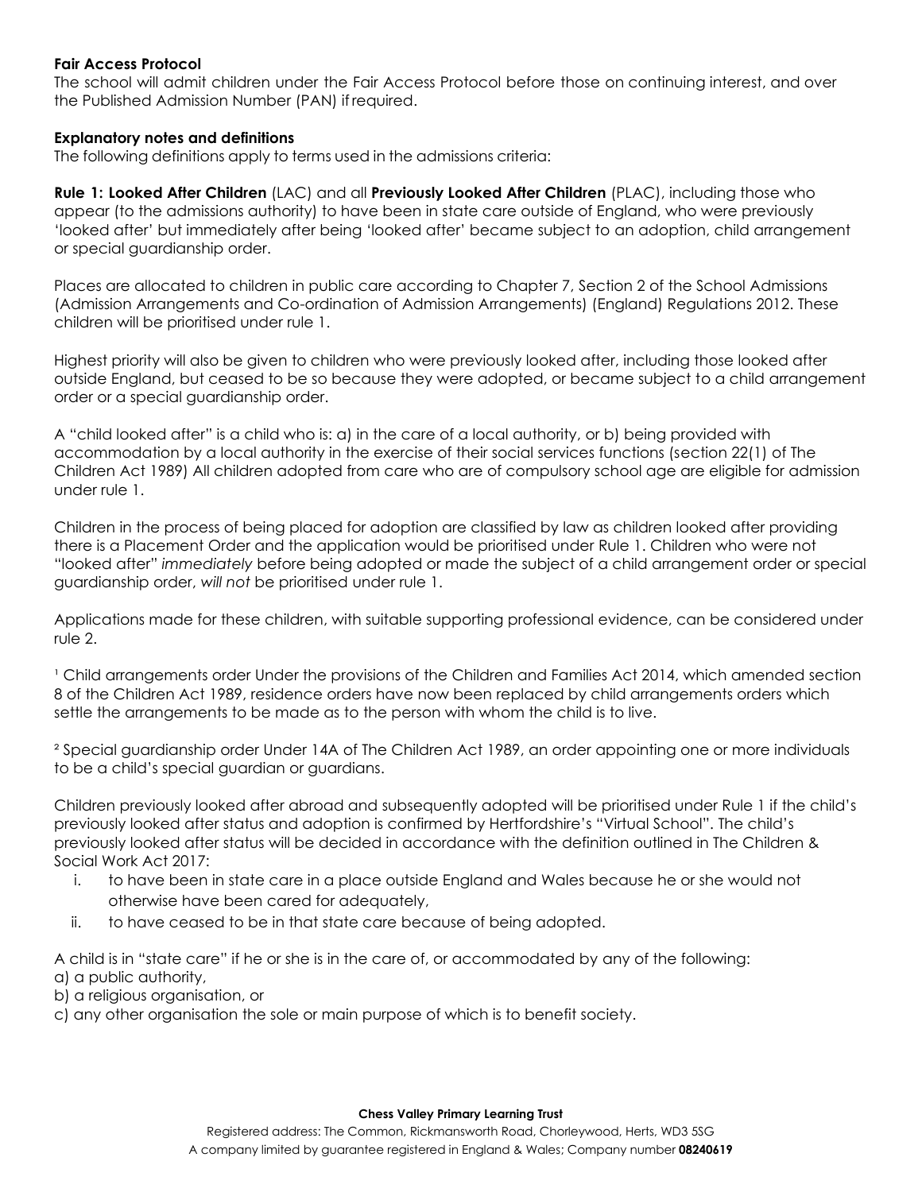**Fair Access Protocol**
The school will admit children under the Fair Access Protocol before those on continuing interest, and over the Published Admission Number (PAN) if required.

**Explanatory notes and definitions**
The following definitions apply to terms used in the admissions criteria:

**Rule 1: Looked After Children** (LAC) and all **Previously Looked After Children** (PLAC), including those who appear (to the admissions authority) to have been in state care outside of England, who were previously 'looked after' but immediately after being 'looked after' became subject to an adoption, child arrangement or special guardianship order.

Places are allocated to children in public care according to Chapter 7, Section 2 of the School Admissions (Admission Arrangements and Co-ordination of Admission Arrangements) (England) Regulations 2012. These children will be prioritised under rule 1.

Highest priority will also be given to children who were previously looked after, including those looked after outside England, but ceased to be so because they were adopted, or became subject to a child arrangement order or a special guardianship order.

A "child looked after" is a child who is: a) in the care of a local authority, or b) being provided with accommodation by a local authority in the exercise of their social services functions (section 22(1) of The Children Act 1989) All children adopted from care who are of compulsory school age are eligible for admission under rule 1.

Children in the process of being placed for adoption are classified by law as children looked after providing there is a Placement Order and the application would be prioritised under Rule 1. Children who were not "looked after" *immediately* before being adopted or made the subject of a child arrangement order or special guardianship order, *will not* be prioritised under rule 1.

Applications made for these children, with suitable supporting professional evidence, can be considered under rule 2.

[1] Child arrangements order Under the provisions of the Children and Families Act 2014, which amended section 8 of the Children Act 1989, residence orders have now been replaced by child arrangements orders which settle the arrangements to be made as to the person with whom the child is to live.

[2] Special guardianship order Under 14A of The Children Act 1989, an order appointing one or more individuals to be a child's special guardian or guardians.

Children previously looked after abroad and subsequently adopted will be prioritised under Rule 1 if the child's previously looked after status and adoption is confirmed by Hertfordshire's "Virtual School". The child's previously looked after status will be decided in accordance with the definition outlined in The Children & Social Work Act 2017:

i. to have been in state care in a place outside England and Wales because he or she would not otherwise have been cared for adequately,
ii. to have ceased to be in that state care because of being adopted.

A child is in "state care" if he or she is in the care of, or accommodated by any of the following:
a) a public authority,
b) a religious organisation, or
c) any other organisation the sole or main purpose of which is to benefit society.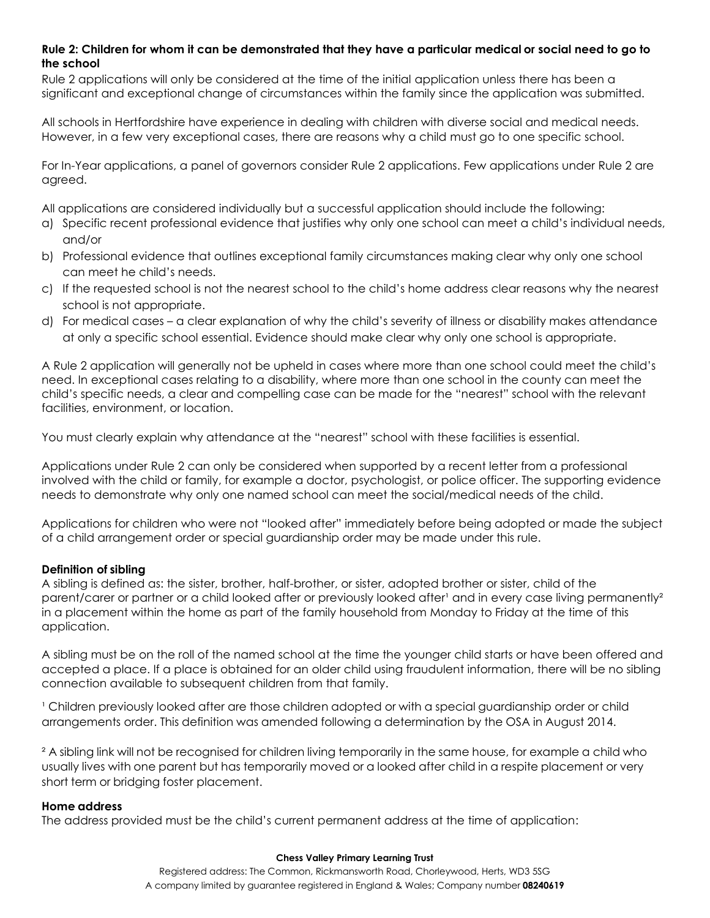**Rule 2: Children for whom it can be demonstrated that they have a particular medical or social need to go to the school**

Rule 2 applications will only be considered at the time of the initial application unless there has been a significant and exceptional change of circumstances within the family since the application was submitted.

All schools in Hertfordshire have experience in dealing with children with diverse social and medical needs. However, in a few very exceptional cases, there are reasons why a child must go to one specific school.

For In-Year applications, a panel of governors consider Rule 2 applications. Few applications under Rule 2 are agreed.

All applications are considered individually but a successful application should include the following:

a) Specific recent professional evidence that justifies why only one school can meet a child's individual needs, and/or
b) Professional evidence that outlines exceptional family circumstances making clear why only one school can meet he child's needs.
c) If the requested school is not the nearest school to the child's home address clear reasons why the nearest school is not appropriate.
d) For medical cases – a clear explanation of why the child's severity of illness or disability makes attendance at only a specific school essential. Evidence should make clear why only one school is appropriate.

A Rule 2 application will generally not be upheld in cases where more than one school could meet the child's need. In exceptional cases relating to a disability, where more than one school in the county can meet the child's specific needs, a clear and compelling case can be made for the "nearest" school with the relevant facilities, environment, or location.

You must clearly explain why attendance at the "nearest" school with these facilities is essential.

Applications under Rule 2 can only be considered when supported by a recent letter from a professional involved with the child or family, for example a doctor, psychologist, or police officer. The supporting evidence needs to demonstrate why only one named school can meet the social/medical needs of the child.

Applications for children who were not "looked after" immediately before being adopted or made the subject of a child arrangement order or special guardianship order may be made under this rule.

**Definition of sibling**

A sibling is defined as: the sister, brother, half-brother, or sister, adopted brother or sister, child of the parent/carer or partner or a child looked after or previously looked after[1] and in every case living permanently[2] in a placement within the home as part of the family household from Monday to Friday at the time of this application.

A sibling must be on the roll of the named school at the time the younger child starts or have been offered and accepted a place. If a place is obtained for an older child using fraudulent information, there will be no sibling connection available to subsequent children from that family.

[1] Children previously looked after are those children adopted or with a special guardianship order or child arrangements order. This definition was amended following a determination by the OSA in August 2014.

[2] A sibling link will not be recognised for children living temporarily in the same house, for example a child who usually lives with one parent but has temporarily moved or a looked after child in a respite placement or very short term or bridging foster placement.

**Home address**

The address provided must be the child's current permanent address at the time of application: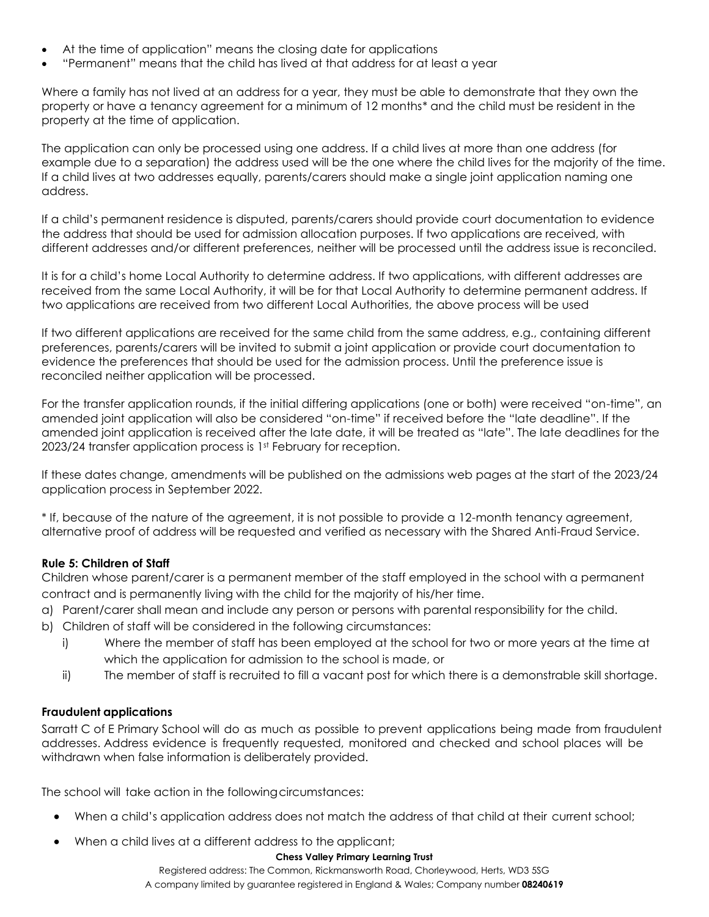- At the time of application" means the closing date for applications
- "Permanent" means that the child has lived at that address for at least a year

Where a family has not lived at an address for a year, they must be able to demonstrate that they own the property or have a tenancy agreement for a minimum of 12 months* and the child must be resident in the property at the time of application.

The application can only be processed using one address. If a child lives at more than one address (for example due to a separation) the address used will be the one where the child lives for the majority of the time. If a child lives at two addresses equally, parents/carers should make a single joint application naming one address.

If a child's permanent residence is disputed, parents/carers should provide court documentation to evidence the address that should be used for admission allocation purposes. If two applications are received, with different addresses and/or different preferences, neither will be processed until the address issue is reconciled.

It is for a child's home Local Authority to determine address. If two applications, with different addresses are received from the same Local Authority, it will be for that Local Authority to determine permanent address. If two applications are received from two different Local Authorities, the above process will be used

If two different applications are received for the same child from the same address, e.g., containing different preferences, parents/carers will be invited to submit a joint application or provide court documentation to evidence the preferences that should be used for the admission process. Until the preference issue is reconciled neither application will be processed.

For the transfer application rounds, if the initial differing applications (one or both) were received "on-time", an amended joint application will also be considered "on-time" if received before the "late deadline". If the amended joint application is received after the late date, it will be treated as "late". The late deadlines for the 2023/24 transfer application process is 1st February for reception.

If these dates change, amendments will be published on the admissions web pages at the start of the 2023/24 application process in September 2022.

* If, because of the nature of the agreement, it is not possible to provide a 12-month tenancy agreement, alternative proof of address will be requested and verified as necessary with the Shared Anti-Fraud Service.

**Rule 5: Children of Staff**

Children whose parent/carer is a permanent member of the staff employed in the school with a permanent contract and is permanently living with the child for the majority of his/her time.

a) Parent/carer shall mean and include any person or persons with parental responsibility for the child.
b) Children of staff will be considered in the following circumstances:
   i) Where the member of staff has been employed at the school for two or more years at the time at which the application for admission to the school is made, or
   ii) The member of staff is recruited to fill a vacant post for which there is a demonstrable skill shortage.

**Fraudulent applications**

Sarratt C of E Primary School will do as much as possible to prevent applications being made from fraudulent addresses. Address evidence is frequently requested, monitored and checked and school places will be withdrawn when false information is deliberately provided.

The school will take action in the following circumstances:

- When a child's application address does not match the address of that child at their current school;
- When a child lives at a different address to the applicant;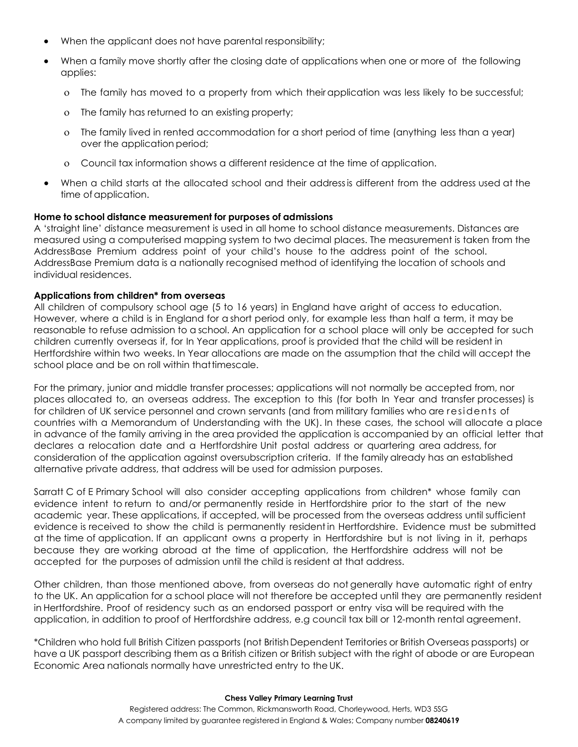- When the applicant does not have parental responsibility;
- When a family move shortly after the closing date of applications when one or more of the following applies:
    - The family has moved to a property from which their application was less likely to be successful;
    - The family has returned to an existing property;
    - The family lived in rented accommodation for a short period of time (anything less than a year) over the application period;
    - Council tax information shows a different residence at the time of application.
- When a child starts at the allocated school and their address is different from the address used at the time of application.

**Home to school distance measurement for purposes of admissions**
A 'straight line' distance measurement is used in all home to school distance measurements. Distances are measured using a computerised mapping system to two decimal places. The measurement is taken from the AddressBase Premium address point of your child's house to the address point of the school. AddressBase Premium data is a nationally recognised method of identifying the location of schools and individual residences.

**Applications from children* from overseas**
All children of compulsory school age (5 to 16 years) in England have a right of access to education. However, where a child is in England for a short period only, for example less than half a term, it may be reasonable to refuse admission to a school. An application for a school place will only be accepted for such children currently overseas if, for In Year applications, proof is provided that the child will be resident in Hertfordshire within two weeks. In Year allocations are made on the assumption that the child will accept the school place and be on roll within that timescale.

For the primary, junior and middle transfer processes; applications will not normally be accepted from, nor places allocated to, an overseas address. The exception to this (for both In Year and transfer processes) is for children of UK service personnel and crown servants (and from military families who are residents of countries with a Memorandum of Understanding with the UK). In these cases, the school will allocate a place in advance of the family arriving in the area provided the application is accompanied by an official letter that declares a relocation date and a Hertfordshire Unit postal address or quartering area address, for consideration of the application against oversubscription criteria. If the family already has an established alternative private address, that address will be used for admission purposes.

Sarratt C of E Primary School will also consider accepting applications from children* whose family can evidence intent to return to and/or permanently reside in Hertfordshire prior to the start of the new academic year. These applications, if accepted, will be processed from the overseas address until sufficient evidence is received to show the child is permanently resident in Hertfordshire. Evidence must be submitted at the time of application. If an applicant owns a property in Hertfordshire but is not living in it, perhaps because they are working abroad at the time of application, the Hertfordshire address will not be accepted for the purposes of admission until the child is resident at that address.

Other children, than those mentioned above, from overseas do not generally have automatic right of entry to the UK. An application for a school place will not therefore be accepted until they are permanently resident in Hertfordshire. Proof of residency such as an endorsed passport or entry visa will be required with the application, in addition to proof of Hertfordshire address, e.g council tax bill or 12-month rental agreement.

*Children who hold full British Citizen passports (not British Dependent Territories or British Overseas passports) or have a UK passport describing them as a British citizen or British subject with the right of abode or are European Economic Area nationals normally have unrestricted entry to the UK.

**Chess Valley Primary Learning Trust**
Registered address: The Common, Rickmansworth Road, Chorleywood, Herts, WD3 5SG
A company limited by guarantee registered in England & Wales; Company number **08240619**